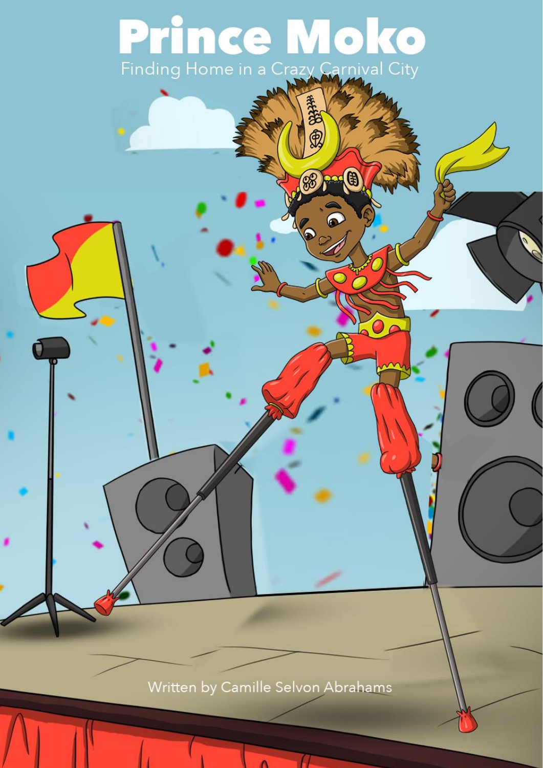# Prince Moko

Finding Home in a Crazy Carnival City

Written by Camille Selvon Abrahams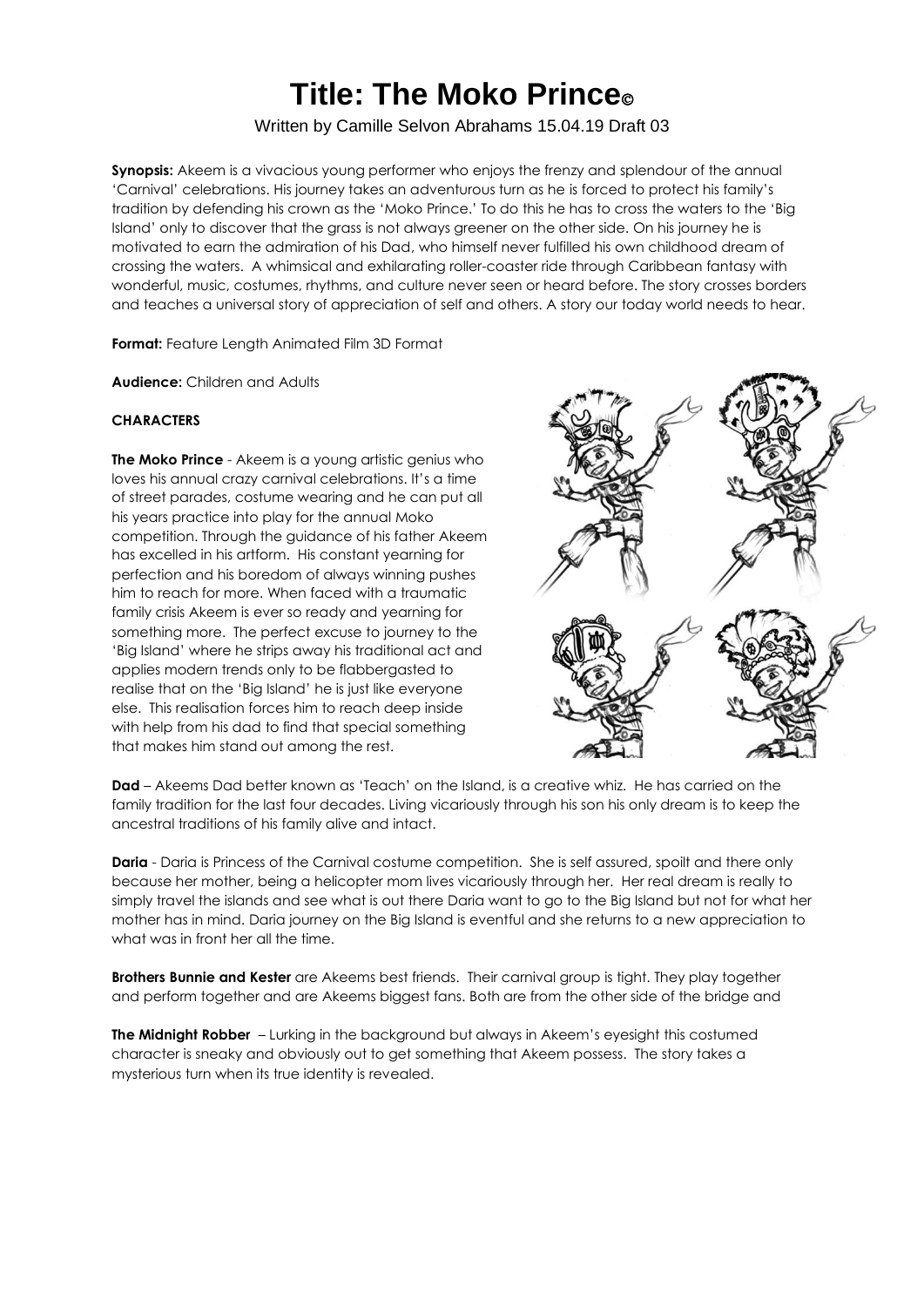# Title: The Moko Prince©

Written by Camille Selvon Abrahams 15.04.19 Draft 03

**Synopsis:** Akeem is a vivacious young performer who enjoys the frenzy and splendour of the annual 'Carnival' celebrations. His journey takes an adventurous turn as he is forced to protect his family's tradition by defending his crown as the 'Moko Prince.' To do this he has to cross the waters to the 'Big Island' only to discover that the grass is not always greener on the other side. On his journey he is motivated to earn the admiration of his Dad, who himself never fulfilled his own childhood dream of crossing the waters. A whimsical and exhilarating roller-coaster ride through Caribbean fantasy with wonderful, music, costumes, rhythms, and culture never seen or heard before. The story crosses borders and teaches a universal story of appreciation of self and others. A story our today world needs to hear.

**Format:** Feature Length Animated Film 3D Format

**Audience:** Children and Adults

**CHARACTERS**

**The Moko Prince** - Akeem is a young artistic genius who loves his annual crazy carnival celebrations. It's a time of street parades, costume wearing and he can put all his years practice into play for the annual Moko competition. Through the guidance of his father Akeem has excelled in his artform. His constant yearning for perfection and his boredom of always winning pushes him to reach for more. When faced with a traumatic family crisis Akeem is ever so ready and yearning for something more. The perfect excuse to journey to the 'Big Island' where he strips away his traditional act and applies modern trends only to be flabbergasted to realise that on the 'Big Island' he is just like everyone else. This realisation forces him to reach deep inside with help from his dad to find that special something that makes him stand out among the rest.

**Dad** – Akeems Dad better known as 'Teach' on the Island, is a creative whiz. He has carried on the family tradition for the last four decades. Living vicariously through his son his only dream is to keep the ancestral traditions of his family alive and intact.

**Daria** - Daria is Princess of the Carnival costume competition. She is self assured, spoilt and there only because her mother, being a helicopter mom lives vicariously through her. Her real dream is really to simply travel the islands and see what is out there Daria want to go to the Big Island but not for what her mother has in mind. Daria journey on the Big Island is eventful and she returns to a new appreciation to what was in front her all the time.

**Brothers Bunnie and Kester** are Akeems best friends. Their carnival group is tight. They play together and perform together and are Akeems biggest fans. Both are from the other side of the bridge and

**The Midnight Robber** – Lurking in the background but always in Akeem's eyesight this costumed character is sneaky and obviously out to get something that Akeem possess. The story takes a mysterious turn when its true identity is revealed.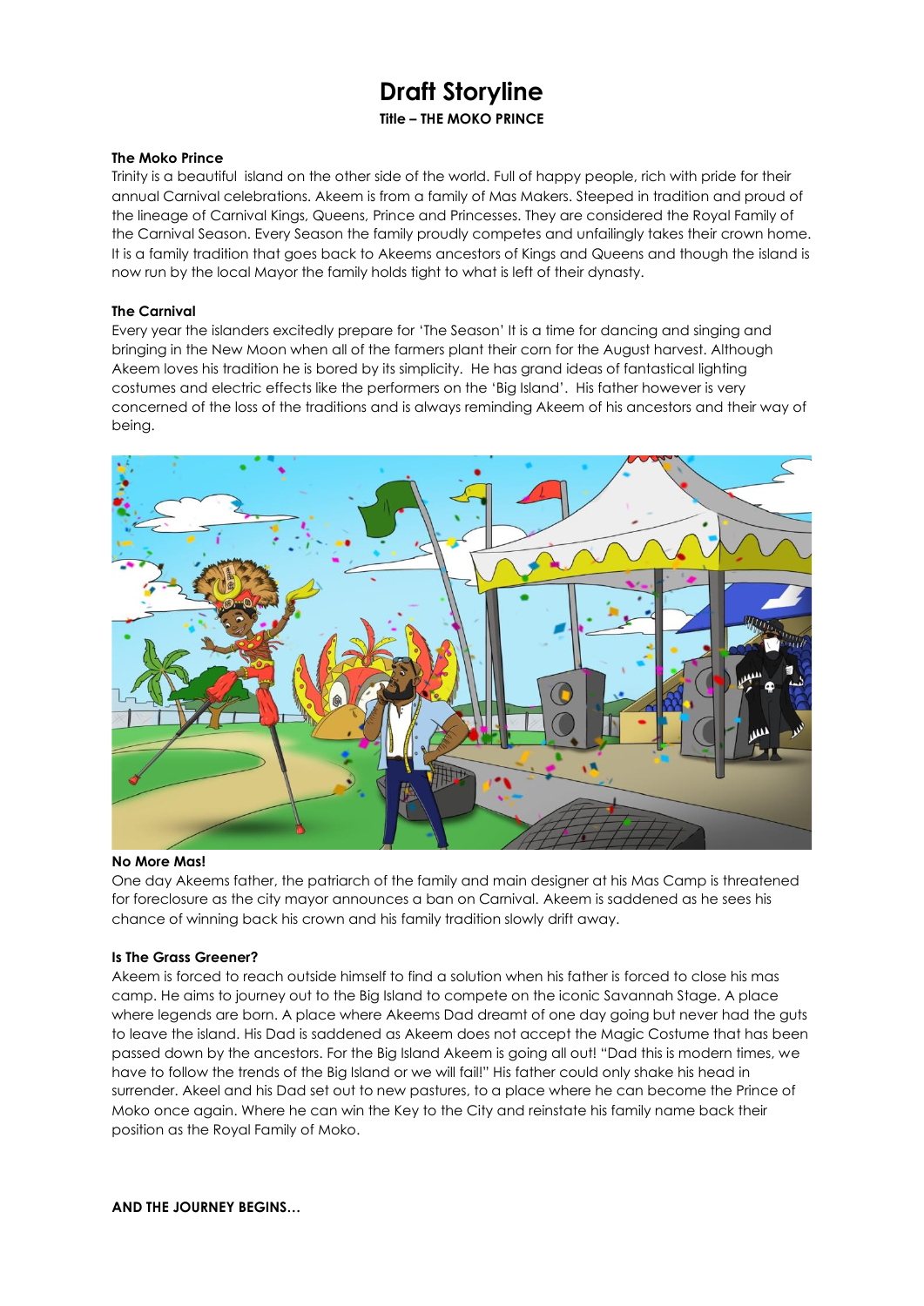# Draft Storyline

**Title – THE MOKO PRINCE**

### The Moko Prince

Trinity is a beautiful island on the other side of the world. Full of happy people, rich with pride for their annual Carnival celebrations. Akeem is from a family of Mas Makers. Steeped in tradition and proud of the lineage of Carnival Kings, Queens, Prince and Princesses. They are considered the Royal Family of the Carnival Season. Every Season the family proudly competes and unfailingly takes their crown home. It is a family tradition that goes back to Akeems ancestors of Kings and Queens and though the island is now run by the local Mayor the family holds tight to what is left of their dynasty.

### The Carnival

Every year the islanders excitedly prepare for 'The Season' It is a time for dancing and singing and bringing in the New Moon when all of the farmers plant their corn for the August harvest. Although Akeem loves his tradition he is bored by its simplicity. He has grand ideas of fantastical lighting costumes and electric effects like the performers on the 'Big Island'. His father however is very concerned of the loss of the traditions and is always reminding Akeem of his ancestors and their way of being.

### No More Mas!

One day Akeems father, the patriarch of the family and main designer at his Mas Camp is threatened for foreclosure as the city mayor announces a ban on Carnival. Akeem is saddened as he sees his chance of winning back his crown and his family tradition slowly drift away.

### Is The Grass Greener?

Akeem is forced to reach outside himself to find a solution when his father is forced to close his mas camp. He aims to journey out to the Big Island to compete on the iconic Savannah Stage. A place where legends are born. A place where Akeems Dad dreamt of one day going but never had the guts to leave the island. His Dad is saddened as Akeem does not accept the Magic Costume that has been passed down by the ancestors. For the Big Island Akeem is going all out! "Dad this is modern times, we have to follow the trends of the Big Island or we will fail!" His father could only shake his head in surrender. Akeel and his Dad set out to new pastures, to a place where he can become the Prince of Moko once again. Where he can win the Key to the City and reinstate his family name back their position as the Royal Family of Moko.

**AND THE JOURNEY BEGINS…**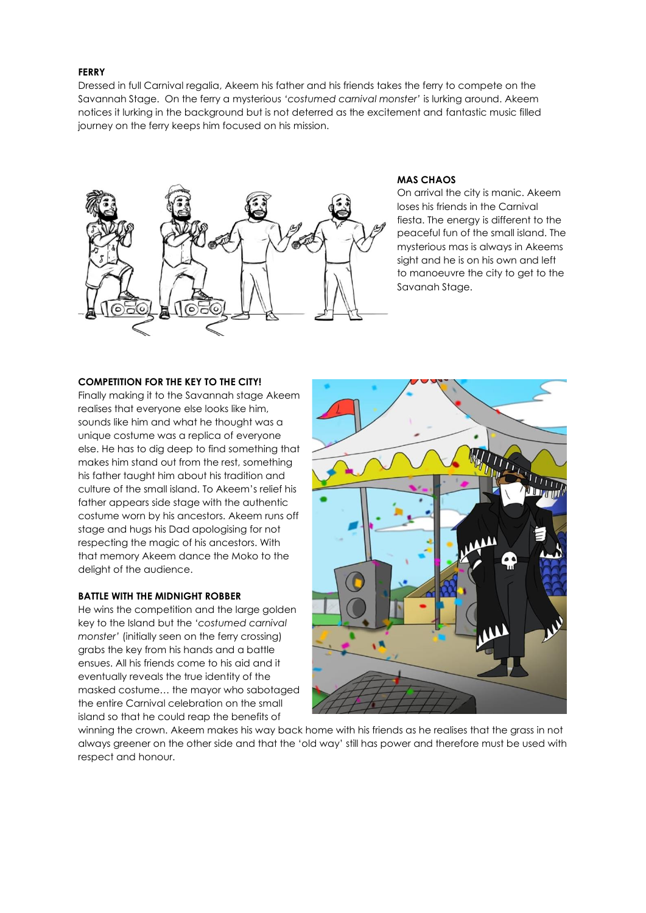**FERRY**

Dressed in full Carnival regalia, Akeem his father and his friends takes the ferry to compete on the Savannah Stage. On the ferry a mysterious *'costumed carnival monster'* is lurking around. Akeem notices it lurking in the background but is not deterred as the excitement and fantastic music filled journey on the ferry keeps him focused on his mission.

**MAS CHAOS**

On arrival the city is manic. Akeem loses his friends in the Carnival fiesta. The energy is different to the peaceful fun of the small island. The mysterious mas is always in Akeems sight and he is on his own and left to manoeuvre the city to get to the Savanah Stage.

**COMPETITION FOR THE KEY TO THE CITY!**

Finally making it to the Savannah stage Akeem realises that everyone else looks like him, sounds like him and what he thought was a unique costume was a replica of everyone else. He has to dig deep to find something that makes him stand out from the rest, something his father taught him about his tradition and culture of the small island. To Akeem's relief his father appears side stage with the authentic costume worn by his ancestors. Akeem runs off stage and hugs his Dad apologising for not respecting the magic of his ancestors. With that memory Akeem dance the Moko to the delight of the audience.

**BATTLE WITH THE MIDNIGHT ROBBER**

He wins the competition and the large golden key to the Island but the *'costumed carnival monster'* (initially seen on the ferry crossing) grabs the key from his hands and a battle ensues. All his friends come to his aid and it eventually reveals the true identity of the masked costume… the mayor who sabotaged the entire Carnival celebration on the small island so that he could reap the benefits of winning the crown. Akeem makes his way back home with his friends as he realises that the grass in not always greener on the other side and that the 'old way' still has power and therefore must be used with respect and honour.